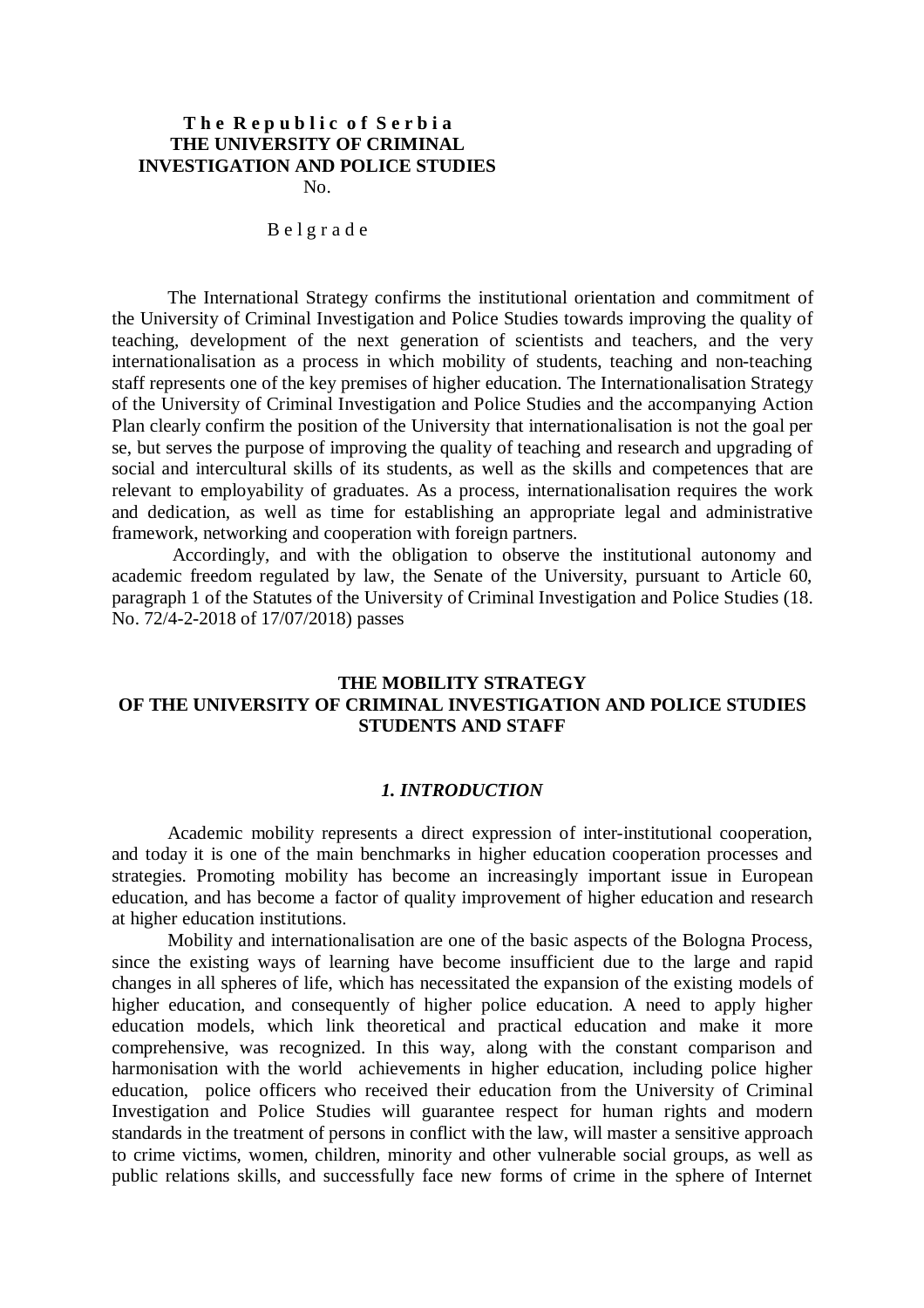**The Republic of Serbia**
**THE UNIVERSITY OF CRIMINAL INVESTIGATION AND POLICE STUDIES**
No.

Belgrade

The International Strategy confirms the institutional orientation and commitment of the University of Criminal Investigation and Police Studies towards improving the quality of teaching, development of the next generation of scientists and teachers, and the very internationalisation as a process in which mobility of students, teaching and non-teaching staff represents one of the key premises of higher education. The Internationalisation Strategy of the University of Criminal Investigation and Police Studies and the accompanying Action Plan clearly confirm the position of the University that internationalisation is not the goal per se, but serves the purpose of improving the quality of teaching and research and upgrading of social and intercultural skills of its students, as well as the skills and competences that are relevant to employability of graduates. As a process, internationalisation requires the work and dedication, as well as time for establishing an appropriate legal and administrative framework, networking and cooperation with foreign partners.

Accordingly, and with the obligation to observe the institutional autonomy and academic freedom regulated by law, the Senate of the University, pursuant to Article 60, paragraph 1 of the Statutes of the University of Criminal Investigation and Police Studies (18. No. 72/4-2-2018 of 17/07/2018) passes

# THE MOBILITY STRATEGY OF THE UNIVERSITY OF CRIMINAL INVESTIGATION AND POLICE STUDIES STUDENTS AND STAFF

## *1. INTRODUCTION*

Academic mobility represents a direct expression of inter-institutional cooperation, and today it is one of the main benchmarks in higher education cooperation processes and strategies. Promoting mobility has become an increasingly important issue in European education, and has become a factor of quality improvement of higher education and research at higher education institutions.

Mobility and internationalisation are one of the basic aspects of the Bologna Process, since the existing ways of learning have become insufficient due to the large and rapid changes in all spheres of life, which has necessitated the expansion of the existing models of higher education, and consequently of higher police education. A need to apply higher education models, which link theoretical and practical education and make it more comprehensive, was recognized. In this way, along with the constant comparison and harmonisation with the world achievements in higher education, including police higher education, police officers who received their education from the University of Criminal Investigation and Police Studies will guarantee respect for human rights and modern standards in the treatment of persons in conflict with the law, will master a sensitive approach to crime victims, women, children, minority and other vulnerable social groups, as well as public relations skills, and successfully face new forms of crime in the sphere of Internet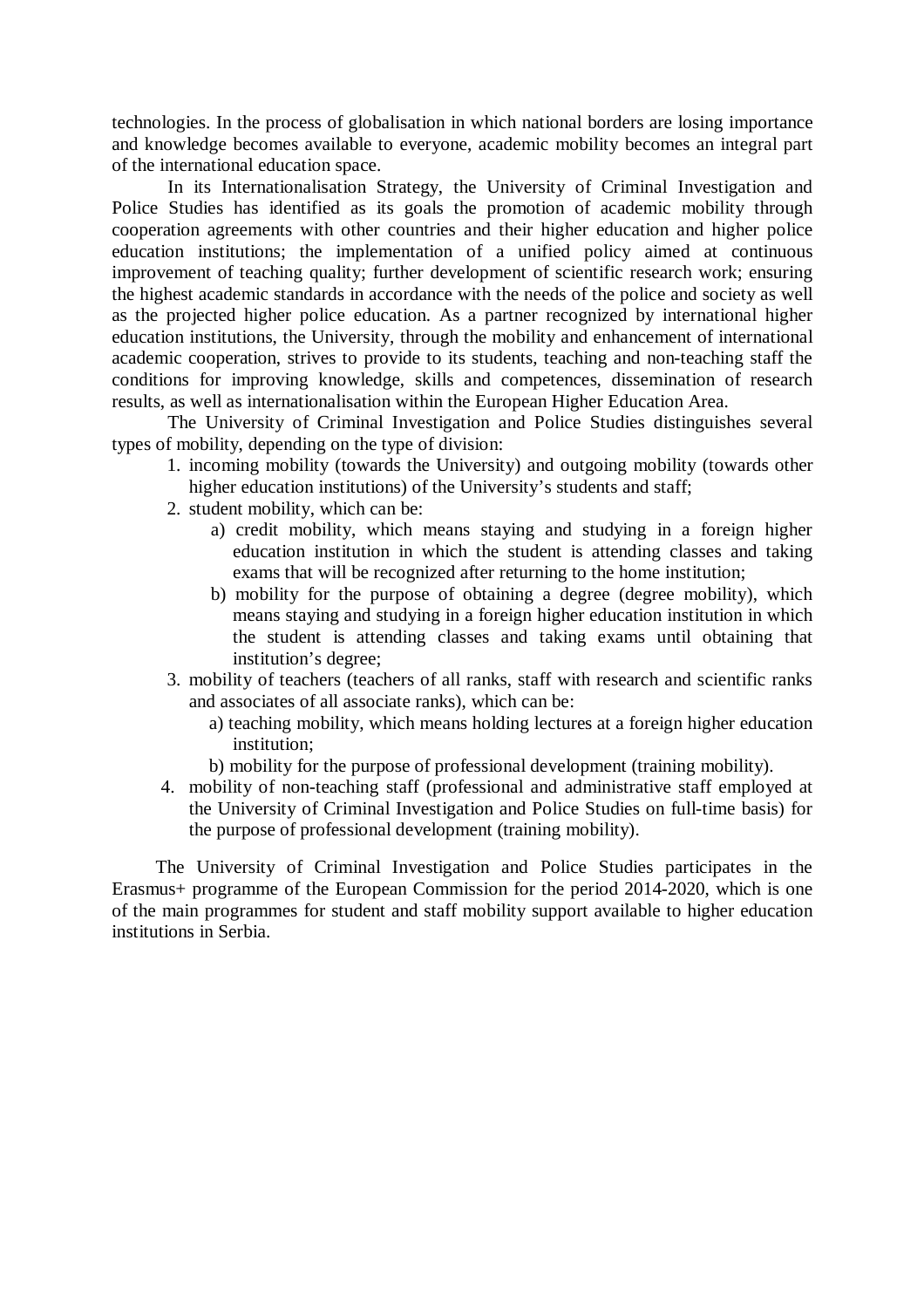technologies. In the process of globalisation in which national borders are losing importance and knowledge becomes available to everyone, academic mobility becomes an integral part of the international education space.

In its Internationalisation Strategy, the University of Criminal Investigation and Police Studies has identified as its goals the promotion of academic mobility through cooperation agreements with other countries and their higher education and higher police education institutions; the implementation of a unified policy aimed at continuous improvement of teaching quality; further development of scientific research work; ensuring the highest academic standards in accordance with the needs of the police and society as well as the projected higher police education. As a partner recognized by international higher education institutions, the University, through the mobility and enhancement of international academic cooperation, strives to provide to its students, teaching and non-teaching staff the conditions for improving knowledge, skills and competences, dissemination of research results, as well as internationalisation within the European Higher Education Area.

The University of Criminal Investigation and Police Studies distinguishes several types of mobility, depending on the type of division:

1. incoming mobility (towards the University) and outgoing mobility (towards other higher education institutions) of the University's students and staff;
2. student mobility, which can be:
   a) credit mobility, which means staying and studying in a foreign higher education institution in which the student is attending classes and taking exams that will be recognized after returning to the home institution;
   b) mobility for the purpose of obtaining a degree (degree mobility), which means staying and studying in a foreign higher education institution in which the student is attending classes and taking exams until obtaining that institution's degree;
3. mobility of teachers (teachers of all ranks, staff with research and scientific ranks and associates of all associate ranks), which can be:
   a) teaching mobility, which means holding lectures at a foreign higher education institution;
   b) mobility for the purpose of professional development (training mobility).
4. mobility of non-teaching staff (professional and administrative staff employed at the University of Criminal Investigation and Police Studies on full-time basis) for the purpose of professional development (training mobility).

The University of Criminal Investigation and Police Studies participates in the Erasmus+ programme of the European Commission for the period 2014-2020, which is one of the main programmes for student and staff mobility support available to higher education institutions in Serbia.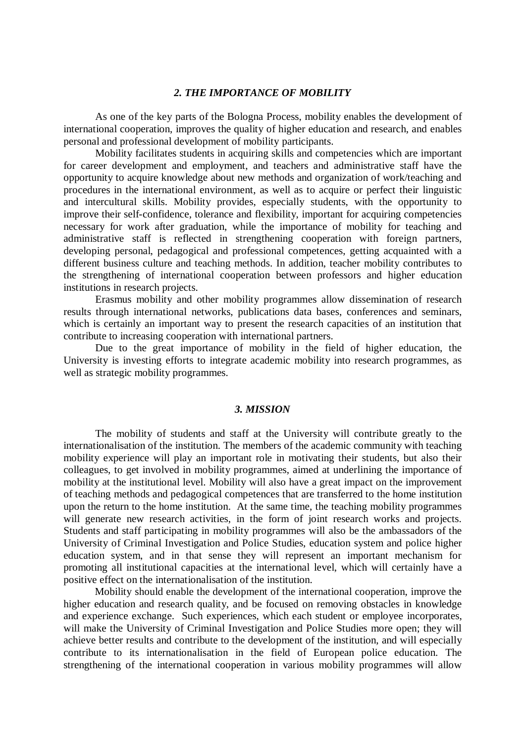## *2. THE IMPORTANCE OF MOBILITY*

As one of the key parts of the Bologna Process, mobility enables the development of international cooperation, improves the quality of higher education and research, and enables personal and professional development of mobility participants.

Mobility facilitates students in acquiring skills and competencies which are important for career development and employment, and teachers and administrative staff have the opportunity to acquire knowledge about new methods and organization of work/teaching and procedures in the international environment, as well as to acquire or perfect their linguistic and intercultural skills. Mobility provides, especially students, with the opportunity to improve their self-confidence, tolerance and flexibility, important for acquiring competencies necessary for work after graduation, while the importance of mobility for teaching and administrative staff is reflected in strengthening cooperation with foreign partners, developing personal, pedagogical and professional competences, getting acquainted with a different business culture and teaching methods. In addition, teacher mobility contributes to the strengthening of international cooperation between professors and higher education institutions in research projects.

Erasmus mobility and other mobility programmes allow dissemination of research results through international networks, publications data bases, conferences and seminars, which is certainly an important way to present the research capacities of an institution that contribute to increasing cooperation with international partners.

Due to the great importance of mobility in the field of higher education, the University is investing efforts to integrate academic mobility into research programmes, as well as strategic mobility programmes.

## *3. MISSION*

The mobility of students and staff at the University will contribute greatly to the internationalisation of the institution. The members of the academic community with teaching mobility experience will play an important role in motivating their students, but also their colleagues, to get involved in mobility programmes, aimed at underlining the importance of mobility at the institutional level. Mobility will also have a great impact on the improvement of teaching methods and pedagogical competences that are transferred to the home institution upon the return to the home institution. At the same time, the teaching mobility programmes will generate new research activities, in the form of joint research works and projects. Students and staff participating in mobility programmes will also be the ambassadors of the University of Criminal Investigation and Police Studies, education system and police higher education system, and in that sense they will represent an important mechanism for promoting all institutional capacities at the international level, which will certainly have a positive effect on the internationalisation of the institution.

Mobility should enable the development of the international cooperation, improve the higher education and research quality, and be focused on removing obstacles in knowledge and experience exchange. Such experiences, which each student or employee incorporates, will make the University of Criminal Investigation and Police Studies more open; they will achieve better results and contribute to the development of the institution, and will especially contribute to its internationalisation in the field of European police education. The strengthening of the international cooperation in various mobility programmes will allow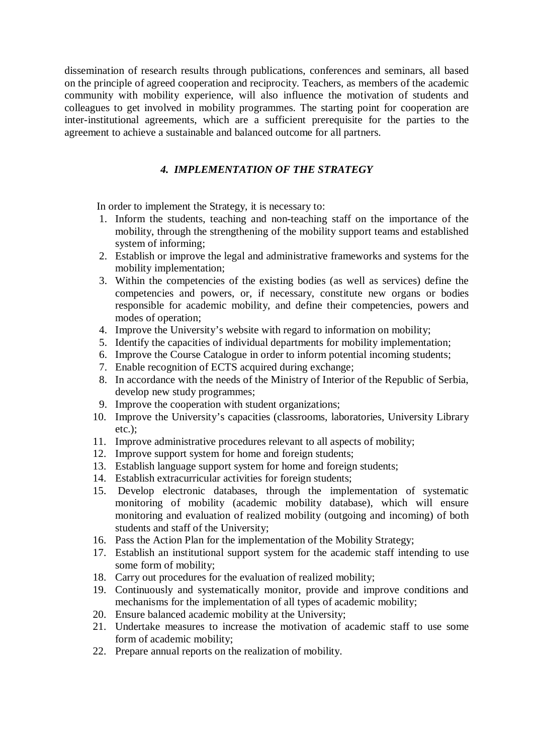dissemination of research results through publications, conferences and seminars, all based on the principle of agreed cooperation and reciprocity. Teachers, as members of the academic community with mobility experience, will also influence the motivation of students and colleagues to get involved in mobility programmes. The starting point for cooperation are inter-institutional agreements, which are a sufficient prerequisite for the parties to the agreement to achieve a sustainable and balanced outcome for all partners.

### *4. IMPLEMENTATION OF THE STRATEGY*

In order to implement the Strategy, it is necessary to:

1. Inform the students, teaching and non-teaching staff on the importance of the mobility, through the strengthening of the mobility support teams and established system of informing;
2. Establish or improve the legal and administrative frameworks and systems for the mobility implementation;
3. Within the competencies of the existing bodies (as well as services) define the competencies and powers, or, if necessary, constitute new organs or bodies responsible for academic mobility, and define their competencies, powers and modes of operation;
4. Improve the University's website with regard to information on mobility;
5. Identify the capacities of individual departments for mobility implementation;
6. Improve the Course Catalogue in order to inform potential incoming students;
7. Enable recognition of ECTS acquired during exchange;
8. In accordance with the needs of the Ministry of Interior of the Republic of Serbia, develop new study programmes;
9. Improve the cooperation with student organizations;
10. Improve the University's capacities (classrooms, laboratories, University Library etc.);
11. Improve administrative procedures relevant to all aspects of mobility;
12. Improve support system for home and foreign students;
13. Establish language support system for home and foreign students;
14. Establish extracurricular activities for foreign students;
15. Develop electronic databases, through the implementation of systematic monitoring of mobility (academic mobility database), which will ensure monitoring and evaluation of realized mobility (outgoing and incoming) of both students and staff of the University;
16. Pass the Action Plan for the implementation of the Mobility Strategy;
17. Establish an institutional support system for the academic staff intending to use some form of mobility;
18. Carry out procedures for the evaluation of realized mobility;
19. Continuously and systematically monitor, provide and improve conditions and mechanisms for the implementation of all types of academic mobility;
20. Ensure balanced academic mobility at the University;
21. Undertake measures to increase the motivation of academic staff to use some form of academic mobility;
22. Prepare annual reports on the realization of mobility.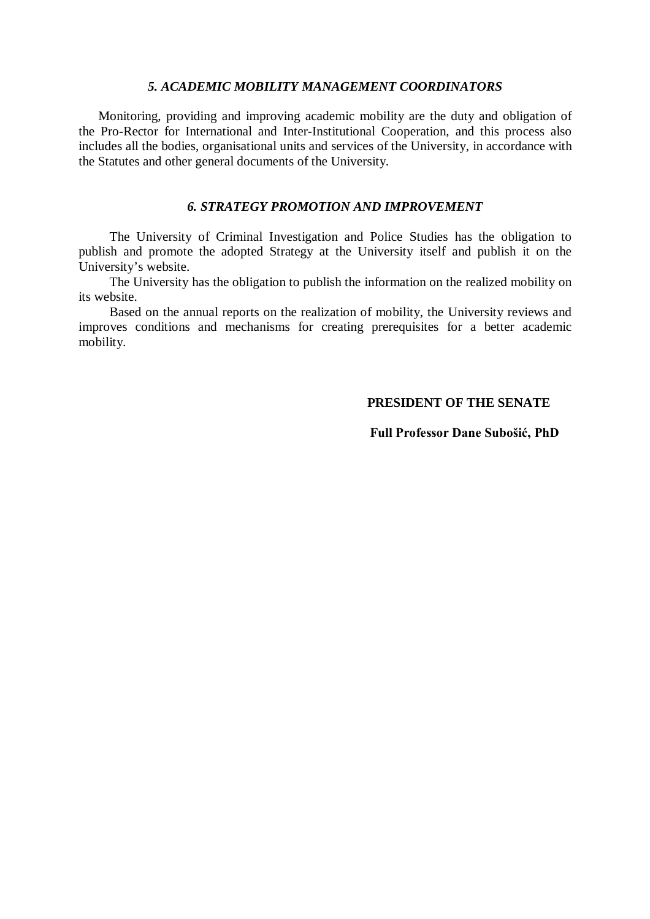### *5. ACADEMIC MOBILITY MANAGEMENT COORDINATORS*

Monitoring, providing and improving academic mobility are the duty and obligation of the Pro-Rector for International and Inter-Institutional Cooperation, and this process also includes all the bodies, organisational units and services of the University, in accordance with the Statutes and other general documents of the University.

### *6. STRATEGY PROMOTION AND IMPROVEMENT*

The University of Criminal Investigation and Police Studies has the obligation to publish and promote the adopted Strategy at the University itself and publish it on the University's website.

The University has the obligation to publish the information on the realized mobility on its website.

Based on the annual reports on the realization of mobility, the University reviews and improves conditions and mechanisms for creating prerequisites for a better academic mobility.

**PRESIDENT OF THE SENATE**

**Full Professor Dane Subošić, PhD**